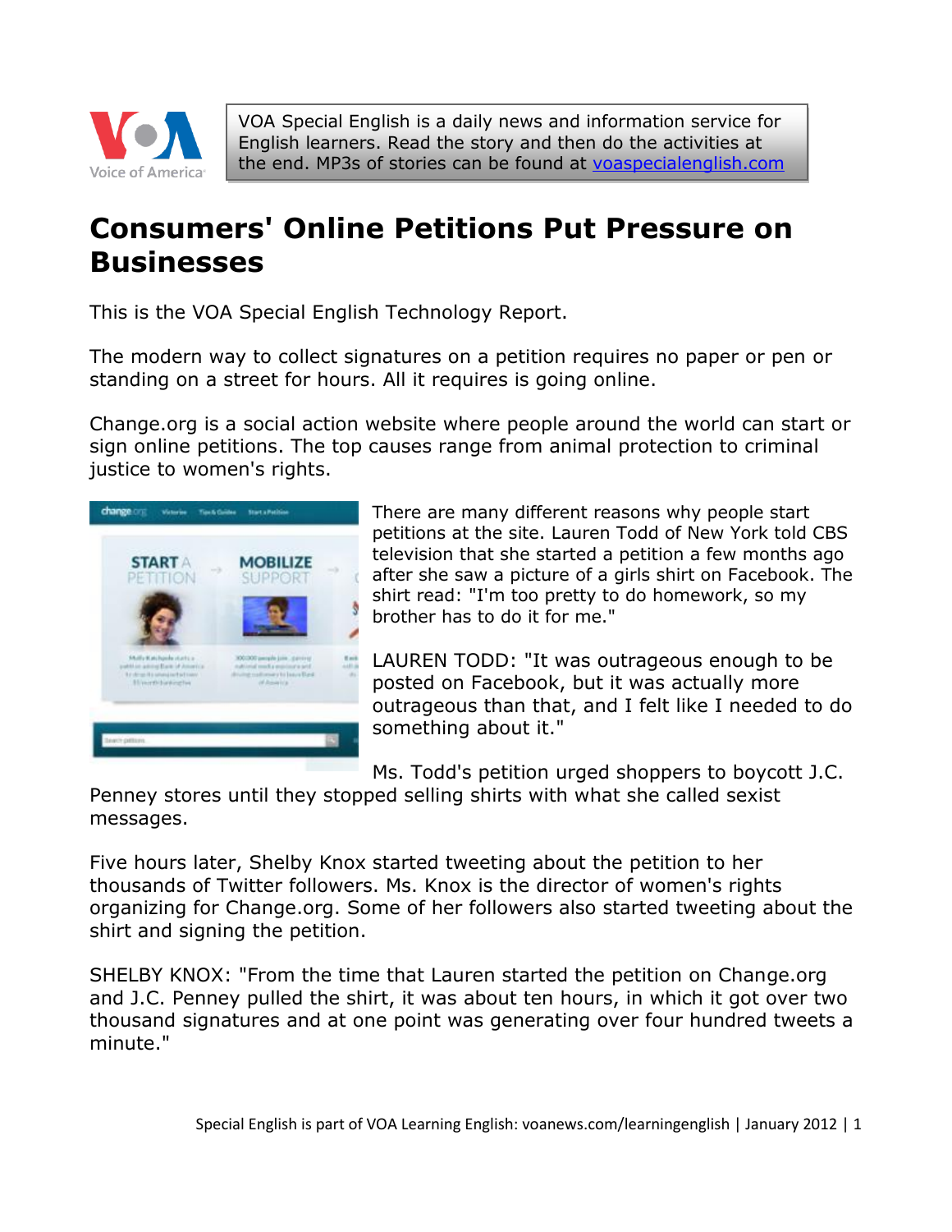VOA Special English is a daily news and information service for English learners. Read the story and then do the activities at the end. MP3s of stories can be found at voaspecialenglish.com

# Consumers' Online Petitions Put Pressure on Businesses

This is the VOA Special English Technology Report.

The modern way to collect signatures on a petition requires no paper or pen or standing on a street for hours. All it requires is going online.

Change.org is a social action website where people around the world can start or sign online petitions. The top causes range from animal protection to criminal justice to women's rights.

There are many different reasons why people start petitions at the site. Lauren Todd of New York told CBS television that she started a petition a few months ago after she saw a picture of a girls shirt on Facebook. The shirt read: "I'm too pretty to do homework, so my brother has to do it for me."

LAUREN TODD: "It was outrageous enough to be posted on Facebook, but it was actually more outrageous than that, and I felt like I needed to do something about it."

Ms. Todd's petition urged shoppers to boycott J.C. Penney stores until they stopped selling shirts with what she called sexist messages.

Five hours later, Shelby Knox started tweeting about the petition to her thousands of Twitter followers. Ms. Knox is the director of women's rights organizing for Change.org. Some of her followers also started tweeting about the shirt and signing the petition.

SHELBY KNOX: "From the time that Lauren started the petition on Change.org and J.C. Penney pulled the shirt, it was about ten hours, in which it got over two thousand signatures and at one point was generating over four hundred tweets a minute."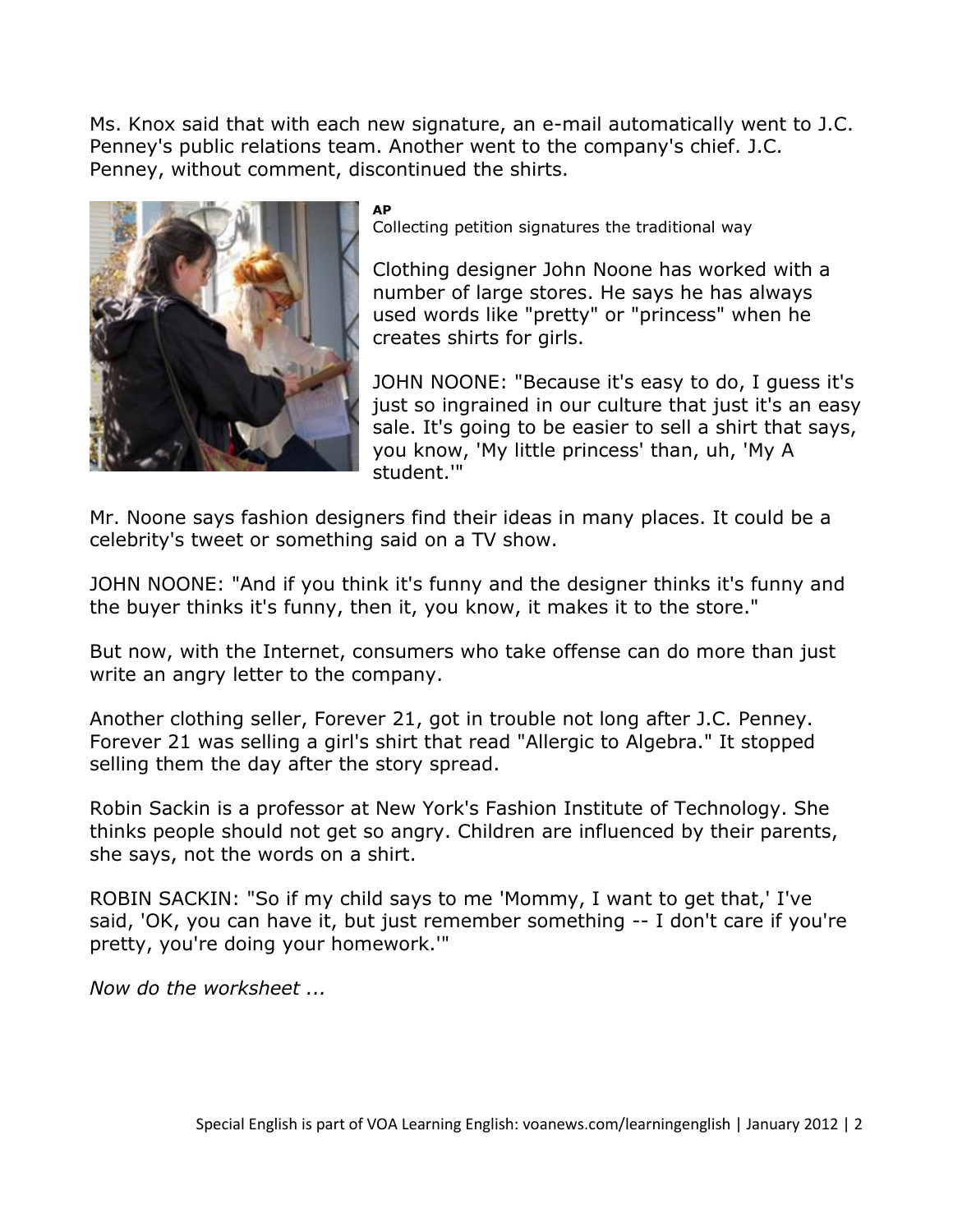Ms. Knox said that with each new signature, an e-mail automatically went to J.C. Penney's public relations team. Another went to the company's chief. J.C. Penney, without comment, discontinued the shirts.

**AP**
Collecting petition signatures the traditional way

Clothing designer John Noone has worked with a number of large stores. He says he has always used words like "pretty" or "princess" when he creates shirts for girls.

JOHN NOONE: "Because it's easy to do, I guess it's just so ingrained in our culture that just it's an easy sale. It's going to be easier to sell a shirt that says, you know, 'My little princess' than, uh, 'My A student.'"

Mr. Noone says fashion designers find their ideas in many places. It could be a celebrity's tweet or something said on a TV show.

JOHN NOONE: "And if you think it's funny and the designer thinks it's funny and the buyer thinks it's funny, then it, you know, it makes it to the store."

But now, with the Internet, consumers who take offense can do more than just write an angry letter to the company.

Another clothing seller, Forever 21, got in trouble not long after J.C. Penney. Forever 21 was selling a girl's shirt that read "Allergic to Algebra." It stopped selling them the day after the story spread.

Robin Sackin is a professor at New York's Fashion Institute of Technology. She thinks people should not get so angry. Children are influenced by their parents, she says, not the words on a shirt.

ROBIN SACKIN: "So if my child says to me 'Mommy, I want to get that,' I've said, 'OK, you can have it, but just remember something -- I don't care if you're pretty, you're doing your homework.'"

*Now do the worksheet ...*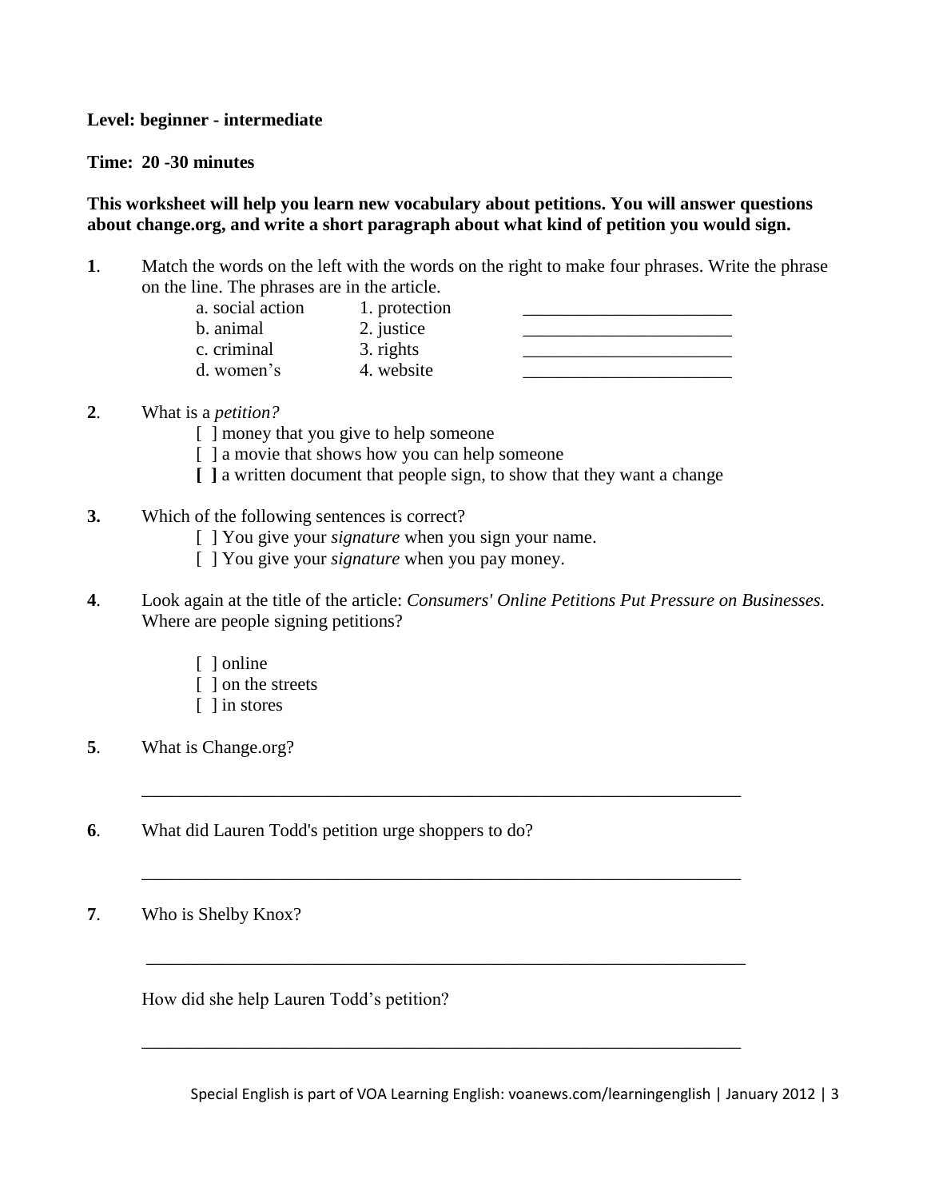**Level: beginner - intermediate**

**Time: 20 -30 minutes**

**This worksheet will help you learn new vocabulary about petitions. You will answer questions about change.org, and write a short paragraph about what kind of petition you would sign.**

**1**. Match the words on the left with the words on the right to make four phrases. Write the phrase on the line. The phrases are in the article.

| | | |
|---|---|---|
| a. social action | 1. protection | _______________________ |
| b. animal | 2. justice | _______________________ |
| c. criminal | 3. rights | _______________________ |
| d. women's | 4. website | _______________________ |

**2**. What is a *petition?*

[ ] money that you give to help someone
[ ] a movie that shows how you can help someone
**[ ]** a written document that people sign, to show that they want a change

**3.** Which of the following sentences is correct?

[ ] You give your *signature* when you sign your name.
[ ] You give your *signature* when you pay money.

**4**. Look again at the title of the article: *Consumers' Online Petitions Put Pressure on Businesses.* Where are people signing petitions?

[ ] online
[ ] on the streets
[ ] in stores

**5**. What is Change.org?

_________________________________________________________________

**6**. What did Lauren Todd's petition urge shoppers to do?

_________________________________________________________________

**7**. Who is Shelby Knox?

_________________________________________________________________

How did she help Lauren Todd's petition?

_________________________________________________________________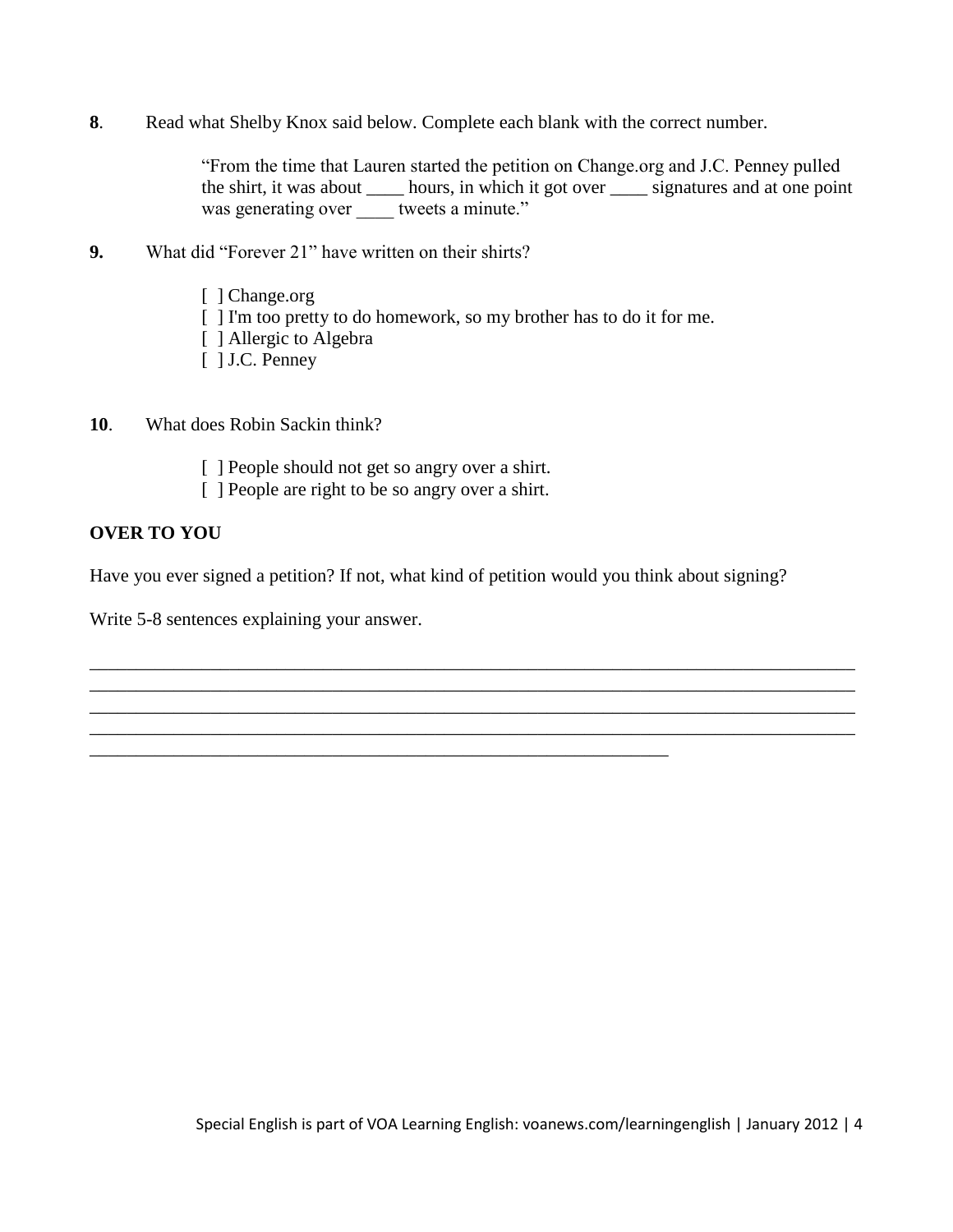**8**. Read what Shelby Knox said below. Complete each blank with the correct number.

> "From the time that Lauren started the petition on Change.org and J.C. Penney pulled the shirt, it was about ____ hours, in which it got over ____ signatures and at one point was generating over ____ tweets a minute."

**9.** What did "Forever 21" have written on their shirts?

- [ ] Change.org
- [ ] I'm too pretty to do homework, so my brother has to do it for me.
- [ ] Allergic to Algebra
- [ ] J.C. Penney

**10**. What does Robin Sackin think?

- [ ] People should not get so angry over a shirt.
- [ ] People are right to be so angry over a shirt.

**OVER TO YOU**

Have you ever signed a petition? If not, what kind of petition would you think about signing?

Write 5-8 sentences explaining your answer.

_____________________________________________________________________________________
_____________________________________________________________________________________
_____________________________________________________________________________________
_____________________________________________________________________________________
_________________________________________________________________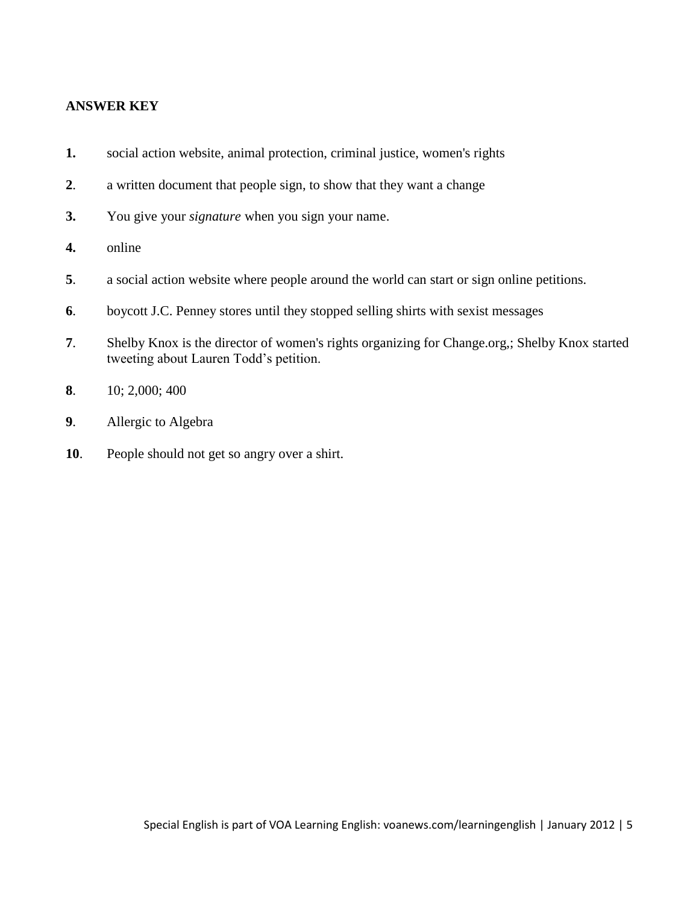**ANSWER KEY**

**1.** social action website, animal protection, criminal justice, women's rights

**2**. a written document that people sign, to show that they want a change

**3.** You give your *signature* when you sign your name.

**4.** online

**5**. a social action website where people around the world can start or sign online petitions.

**6**. boycott J.C. Penney stores until they stopped selling shirts with sexist messages

**7**. Shelby Knox is the director of women's rights organizing for Change.org,; Shelby Knox started tweeting about Lauren Todd's petition.

**8**. 10; 2,000; 400

**9**. Allergic to Algebra

**10**. People should not get so angry over a shirt.